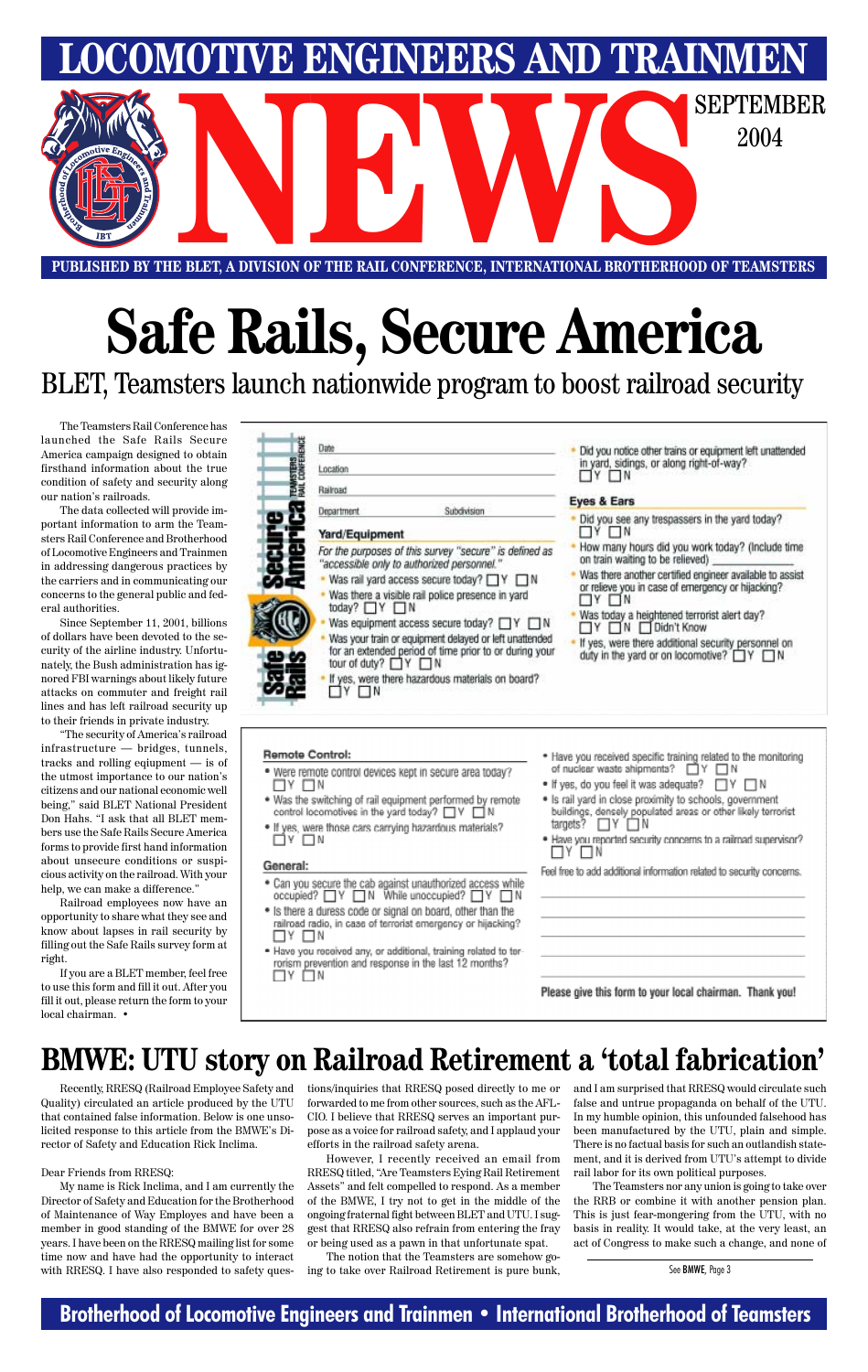# LOCOMOTIVE ENGINEERS AND TRAINMEN NEWS

SEPTEMBER 2004

PUBLISHED BY THE BLET, A DIVISION OF THE RAIL CONFERENCE, INTERNATIONAL BROTHERHOOD OF TEAMSTERS

# Safe Rails, Secure America

## BLET, Teamsters launch nationwide program to boost railroad security

The Teamsters Rail Conference has launched the Safe Rails Secure America campaign designed to obtain firsthand information about the true condition of safety and security along our nation's railroads.

The data collected will provide important information to arm the Teamsters Rail Conference and Brotherhood of Locomotive Engineers and Trainmen in addressing dangerous practices by the carriers and in communicating our concerns to the general public and federal authorities.

Since September 11, 2001, billions of dollars have been devoted to the security of the airline industry. Unfortunately, the Bush administration has ignored FBI warnings about likely future attacks on commuter and freight rail lines and has left railroad security up to their friends in private industry.

"The security of America's railroad infrastructure — bridges, tunnels, tracks and rolling eqiupment — is of the utmost importance to our nation's citizens and our national economic well being," said BLET National President Don Hahs. "I ask that all BLET members use the Safe Rails Secure America forms to provide first hand information about unsecure conditions or suspicious activity on the railroad. With your help, we can make a difference."

Railroad employees now have an opportunity to share what they see and know about lapses in rail security by filling out the Safe Rails survey form at right.

If you are a BLET member, feel free to use this form and fill it out. After you fill it out, please return the form to your local chairman. •

---

**Safe Rails Secure America** — TEAMSTERS RAIL CONFERENCE

Date ______

Location ______

Railroad ______

Department ______ Subdivision ______

**Yard/Equipment**

*For the purposes of this survey "secure" is defined as "accessible only to authorized personnel."*

- Was rail yard access secure today? ☐Y ☐N
- Was there a visible rail police presence in yard today? ☐Y ☐N
- Was equipment access secure today? ☐Y ☐N
- Was your train or equipment delayed or left unattended for an extended period of time prior to or during your tour of duty? ☐Y ☐N
- If yes, were there hazardous materials on board? ☐Y ☐N
- Did you notice other trains or equipment left unattended in yard, sidings, or along right-of-way? ☐Y ☐N

**Eyes & Ears**

- Did you see any trespassers in the yard today? ☐Y ☐N
- How many hours did you work today? (Include time on train waiting to be relieved) ______
- Was there another certified engineer available to assist or relieve you in case of emergency or hijacking? ☐Y ☐N
- Was today a heightened terrorist alert day? ☐Y ☐N ☐Didn't Know
- If yes, were there additional security personnel on duty in the yard or on locomotive? ☐Y ☐N

**Remote Control:**

- Were remote control devices kept in secure area today? ☐Y ☐N
- Was the switching of rail equipment performed by remote control locomotives in the yard today? ☐Y ☐N
- If yes, were those cars carrying hazardous materials? ☐Y ☐N

**General:**

- Can you secure the cab against unauthorized access while occupied? ☐Y ☐N While unoccupied? ☐Y ☐N
- Is there a duress code or signal on board, other than the railroad radio, in case of terrorist emergency or hijacking? ☐Y ☐N
- Have you received any, or additional, training related to terrorism prevention and response in the last 12 months? ☐Y ☐N
- Have you received specific training related to the monitoring of nuclear waste shipments? ☐Y ☐N
- If yes, do you feel it was adequate? ☐Y ☐N
- Is rail yard in close proximity to schools, government buildings, densely populated areas or other likely terrorist targets? ☐Y ☐N
- Have you reported security concerns to a railroad supervisor? ☐Y ☐N

Feel free to add additional information related to security concerns.

______

**Please give this form to your local chairman. Thank you!**

---

# BMWE: UTU story on Railroad Retirement a 'total fabrication'

Recently, RRESQ (Railroad Employee Safety and Quality) circulated an article produced by the UTU that contained false information. Below is one unsolicited response to this article from the BMWE's Director of Safety and Education Rick Inclima.

Dear Friends from RRESQ:

My name is Rick Inclima, and I am currently the Director of Safety and Education for the Brotherhood of Maintenance of Way Employes and have been a member in good standing of the BMWE for over 28 years. I have been on the RRESQ mailing list for some time now and have had the opportunity to interact with RRESQ. I have also responded to safety questions/inquiries that RRESQ posed directly to me or forwarded to me from other sources, such as the AFL-CIO. I believe that RRESQ serves an important purpose as a voice for railroad safety, and I applaud your efforts in the railroad safety arena.

However, I recently received an email from RRESQ titled, "Are Teamsters Eying Rail Retirement Assets" and felt compelled to respond. As a member of the BMWE, I try not to get in the middle of the ongoing fraternal fight between BLET and UTU. I suggest that RRESQ also refrain from entering the fray or being used as a pawn in that unfortunate spat.

The notion that the Teamsters are somehow going to take over Railroad Retirement is pure bunk, and I am surprised that RRESQ would circulate such false and untrue propaganda on behalf of the UTU. In my humble opinion, this unfounded falsehood has been manufactured by the UTU, plain and simple. There is no factual basis for such an outlandish statement, and it is derived from UTU's attempt to divide rail labor for its own political purposes.

The Teamsters nor any union is going to take over the RRB or combine it with another pension plan. This is just fear-mongering from the UTU, with no basis in reality. It would take, at the very least, an act of Congress to make such a change, and none of

See BMWE, Page 3

Brotherhood of Locomotive Engineers and Trainmen • International Brotherhood of Teamsters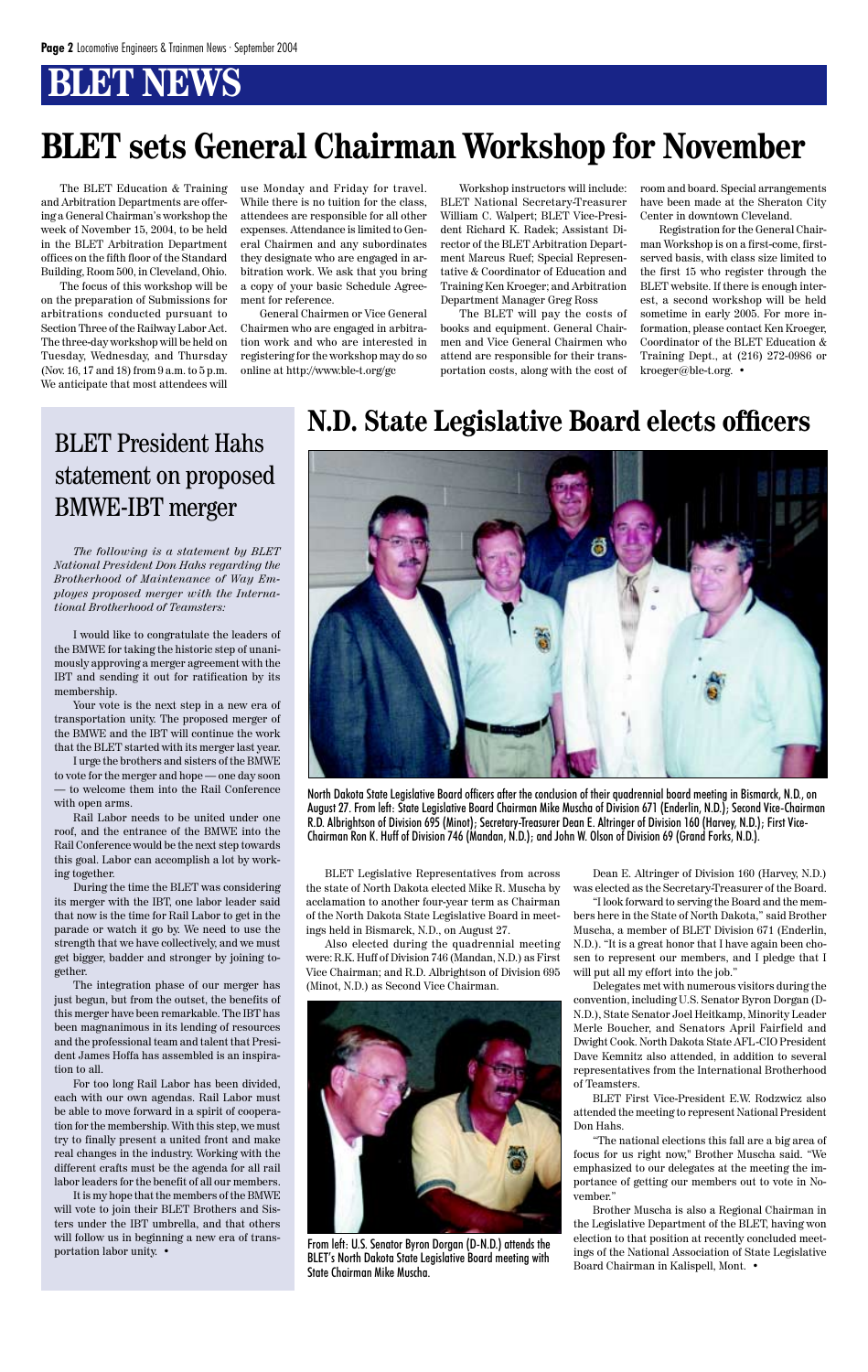# BLET NEWS

# BLET sets General Chairman Workshop for November

The BLET Education & Training and Arbitration Departments are offering a General Chairman's workshop the week of November 15, 2004, to be held in the BLET Arbitration Department offices on the fifth floor of the Standard Building, Room 500, in Cleveland, Ohio.

The focus of this workshop will be on the preparation of Submissions for arbitrations conducted pursuant to Section Three of the Railway Labor Act. The three-day workshop will be held on Tuesday, Wednesday, and Thursday (Nov. 16, 17 and 18) from 9 a.m. to 5 p.m. We anticipate that most attendees will use Monday and Friday for travel. While there is no tuition for the class, attendees are responsible for all other expenses. Attendance is limited to General Chairmen and any subordinates they designate who are engaged in arbitration work. We ask that you bring a copy of your basic Schedule Agreement for reference.

General Chairmen or Vice General Chairmen who are engaged in arbitration work and who are interested in registering for the workshop may do so online at http://www.ble-t.org/gc

Workshop instructors will include: BLET National Secretary-Treasurer William C. Walpert; BLET Vice-President Richard K. Radek; Assistant Director of the BLET Arbitration Department Marcus Ruef; Special Representative & Coordinator of Education and Training Ken Kroeger; and Arbitration Department Manager Greg Ross

The BLET will pay the costs of books and equipment. General Chairmen and Vice General Chairmen who attend are responsible for their transportation costs, along with the cost of room and board. Special arrangements have been made at the Sheraton City Center in downtown Cleveland.

Registration for the General Chairman Workshop is on a first-come, first-served basis, with class size limited to the first 15 who register through the BLET website. If there is enough interest, a second workshop will be held sometime in early 2005. For more information, please contact Ken Kroeger, Coordinator of the BLET Education & Training Dept., at (216) 272-0986 or kroeger@ble-t.org. •

## BLET President Hahs statement on proposed BMWE-IBT merger

*The following is a statement by BLET National President Don Hahs regarding the Brotherhood of Maintenance of Way Employes proposed merger with the International Brotherhood of Teamsters:*

I would like to congratulate the leaders of the BMWE for taking the historic step of unanimously approving a merger agreement with the IBT and sending it out for ratification by its membership.

Your vote is the next step in a new era of transportation unity. The proposed merger of the BMWE and the IBT will continue the work that the BLET started with its merger last year.

I urge the brothers and sisters of the BMWE to vote for the merger and hope — one day soon — to welcome them into the Rail Conference with open arms.

Rail Labor needs to be united under one roof, and the entrance of the BMWE into the Rail Conference would be the next step towards this goal. Labor can accomplish a lot by working together.

During the time the BLET was considering its merger with the IBT, one labor leader said that now is the time for Rail Labor to get in the parade or watch it go by. We need to use the strength that we have collectively, and we must get bigger, badder and stronger by joining together.

The integration phase of our merger has just begun, but from the outset, the benefits of this merger have been remarkable. The IBT has been magnanimous in its lending of resources and the professional team and talent that President James Hoffa has assembled is an inspiration to all.

For too long Rail Labor has been divided, each with our own agendas. Rail Labor must be able to move forward in a spirit of cooperation for the membership. With this step, we must try to finally present a united front and make real changes in the industry. Working with the different crafts must be the agenda for all rail labor leaders for the benefit of all our members.

It is my hope that the members of the BMWE will vote to join their BLET Brothers and Sisters under the IBT umbrella, and that others will follow us in beginning a new era of transportation labor unity. •

# N.D. State Legislative Board elects officers

North Dakota State Legislative Board officers after the conclusion of their quadrennial board meeting in Bismarck, N.D., on August 27. From left: State Legislative Board Chairman Mike Muscha of Division 671 (Enderlin, N.D.); Second Vice-Chairman R.D. Albrightson of Division 695 (Minot); Secretary-Treasurer Dean E. Altringer of Division 160 (Harvey, N.D.); First Vice-Chairman Ron K. Huff of Division 746 (Mandan, N.D.); and John W. Olson of Division 69 (Grand Forks, N.D.).

BLET Legislative Representatives from across the state of North Dakota elected Mike R. Muscha by acclamation to another four-year term as Chairman of the North Dakota State Legislative Board in meetings held in Bismarck, N.D., on August 27.

Also elected during the quadrennial meeting were: R.K. Huff of Division 746 (Mandan, N.D.) as First Vice Chairman; and R.D. Albrightson of Division 695 (Minot, N.D.) as Second Vice Chairman.

From left: U.S. Senator Byron Dorgan (D-N.D.) attends the BLET's North Dakota State Legislative Board meeting with State Chairman Mike Muscha.

Dean E. Altringer of Division 160 (Harvey, N.D.) was elected as the Secretary-Treasurer of the Board.

"I look forward to serving the Board and the members here in the State of North Dakota," said Brother Muscha, a member of BLET Division 671 (Enderlin, N.D.). "It is a great honor that I have again been chosen to represent our members, and I pledge that I will put all my effort into the job."

Delegates met with numerous visitors during the convention, including U.S. Senator Byron Dorgan (D-N.D.), State Senator Joel Heitkamp, Minority Leader Merle Boucher, and Senators April Fairfield and Dwight Cook. North Dakota State AFL-CIO President Dave Kemnitz also attended, in addition to several representatives from the International Brotherhood of Teamsters.

BLET First Vice-President E.W. Rodzwicz also attended the meeting to represent National President Don Hahs.

"The national elections this fall are a big area of focus for us right now," Brother Muscha said. "We emphasized to our delegates at the meeting the importance of getting our members out to vote in November."

Brother Muscha is also a Regional Chairman in the Legislative Department of the BLET, having won election to that position at recently concluded meetings of the National Association of State Legislative Board Chairman in Kalispell, Mont. •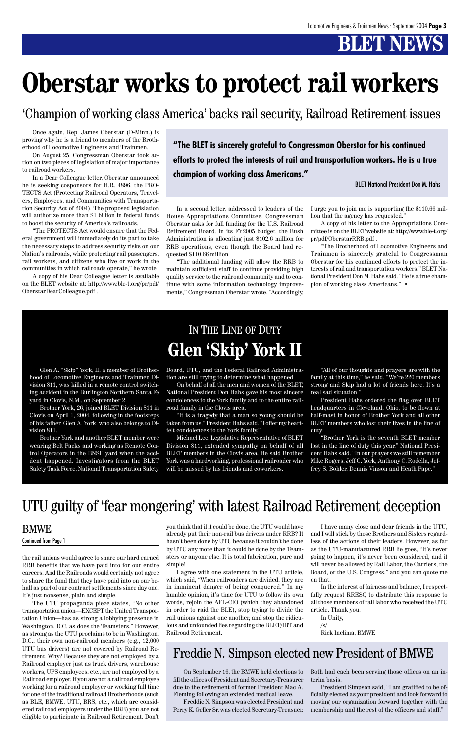# BLET NEWS

# Oberstar works to protect rail workers

## 'Champion of working class America' backs rail security, Railroad Retirement issues

Once again, Rep. James Oberstar (D-Minn.) is proving why he is a friend to members of the Brotherhood of Locomotive Engineers and Trainmen.

On August 25, Congressman Oberstar took action on two pieces of legislation of major importance to railroad workers.

In a Dear Colleague letter, Oberstar announced he is seeking cosponsors for H.R. 4896, the PROTECTS Act (Protecting Railroad Operators, Travelers, Employees, and Communities with Transportation Security Act of 2004). The proposed legislation will authorize more than $1 billion in federal funds to boost the security of America's railroads.

"The PROTECTS Act would ensure that the Federal government will immediately do its part to take the necessary steps to address security risks on our Nation's railroads, while protecting rail passengers, rail workers, and citizens who live or work in the communities in which railroads operate," he wrote.

A copy of his Dear Colleague letter is available on the BLET website at: http://www.ble-t.org/pr/pdf/OberstarDearColleague.pdf .

**"The BLET is sincerely grateful to Congressman Oberstar for his continued efforts to protect the interests of rail and transportation workers. He is a true champion of working class Americans."**

— BLET National President Don M. Hahs

In a second letter, addressed to leaders of the House Appropriations Committee, Congressman Oberstar asks for full funding for the U.S. Railroad Retirement Board. In its FY2005 budget, the Bush Administration is allocating just $102.6 million for RRB operations, even though the Board had requested $110.66 million.

"The additional funding will allow the RRB to maintain sufficient staff to continue providing high quality service to the railroad community and to continue with some information technology improvements," Congressman Oberstar wrote. "Accordingly, I urge you to join me is supporting the $110.66 million that the agency has requested."

A copy of his letter to the Appropriations Committee is on the BLET website at: http://www.ble-t.org/pr/pdf/OberstarRRB.pdf .

"The Brotherhood of Locomotive Engineers and Trainmen is sincerely grateful to Congressman Oberstar for his continued efforts to protect the interests of rail and transportation workers," BLET National President Don M. Hahs said. "He is a true champion of working class Americans." •

## IN THE LINE OF DUTY
## Glen 'Skip' York II

Glen A. "Skip" York, II, a member of Brotherhood of Locomotive Engineers and Trainmen Division 811, was killed in a remote control switching accident in the Burlington Northern Santa Fe yard in Clovis, N.M., on September 2.

Brother York, 26, joined BLET Division 811 in Clovis on April 1, 2004, following in the footsteps of his father, Glen A. York, who also belongs to Division 811.

Brother York and another BLET member were wearing Belt Packs and working as Remote Control Operators in the BNSF yard when the accident happened. Investigators from the BLET Safety Task Force, National Transportation Safety Board, UTU, and the Federal Railroad Administration are still trying to determine what happened.

On behalf of all the men and women of the BLET, National President Don Hahs gave his most sincere condolences to the York family and to the entire railroad family in the Clovis area.

"It is a tragedy that a man so young should be taken from us," President Hahs said. "I offer my heartfelt condolences to the York family."

Michael Lee, Legislative Representative of BLET Division 811, extended sympathy on behalf of all BLET members in the Clovis area. He said Brother York was a hardworking, professional railroader who will be missed by his friends and coworkers.

"All of our thoughts and prayers are with the family at this time," he said. "We're 220 members strong and Skip had a lot of friends here. It's a real sad situation."

President Hahs ordered the flag over BLET headquarters in Cleveland, Ohio, to be flown at half-mast in honor of Brother York and all other BLET members who lost their lives in the line of duty.

"Brother York is the seventh BLET member lost in the line of duty this year," National President Hahs said. "In our prayers we still remember Mike Rogers, Jeff C. York, Anthony C. Rodella, Jeffrey S. Bohler, Dennis Vinson and Heath Pape."

# UTU guilty of 'fear mongering' with latest Railroad Retirement deception

## BMWE

Continued from Page 1

the rail unions would agree to share our hard earned RRB benefits that we have paid into for our entire careers. And the Railroads would certainly not agree to share the fund that they have paid into on our behalf as part of our contract settlements since day one. It's just nonsense, plain and simple.

The UTU propaganda piece states, "No other transportation union—EXCEPT the United Transportation Union—has as strong a lobbying presence in Washington, D.C. as does the Teamsters." However, as strong as the UTU proclaims to be in Washington, D.C., their own non-railroad members (e.g., 12,000 UTU bus drivers) are not covered by Railroad Retirement. Why? Because they are not employed by a Railroad employer just as truck drivers, warehouse workers, UPS employees, etc., are not employed by a Railroad employer. If you are not a railroad employee working for a railroad employer or working full time for one of the traditional railroad Brotherhoods (such as BLE, BMWE, UTU, BRS, etc., which are considered railroad employers under the RRB) you are not eligible to participate in Railroad Retirement. Don't you think that if it could be done, the UTU would have already put their non-rail bus drivers under RRB? It hasn't been done by UTU because it couldn't be done by UTU any more than it could be done by the Teamsters or anyone else. It is total fabrication, pure and simple!

I agree with one statement in the UTU article, which said, "When railroaders are divided, they are in imminent danger of being conquered." In my humble opinion, it's time for UTU to follow its own words, rejoin the AFL-CIO (which they abandoned in order to raid the BLE), stop trying to divide the rail unions against one another, and stop the ridiculous and unfounded lies regarding the BLET/IBT and Railroad Retirement.

I have many close and dear friends in the UTU, and I will stick by those Brothers and Sisters regardless of the actions of their leaders. However, as far as the UTU-manufactured RRB lie goes, "It's never going to happen, it's never been considered, and it will never be allowed by Rail Labor, the Carriers, the Board, or the U.S. Congress," and you can quote me on that.

In the interest of fairness and balance, I respectfully request RRESQ to distribute this response to all those members of rail labor who received the UTU article. Thank you.

In Unity,
/s/
Rick Inclima, BMWE

## Freddie N. Simpson elected new President of BMWE

On September 16, the BMWE held elections to fill the offices of President and Secretary-Treasurer due to the retirement of former President Mac A. Fleming following an extended medical leave.

Freddie N. Simpson was elected President and Perry K. Geller Sr. was elected Secretary-Treasurer. Both had each been serving those offices on an interim basis.

President Simpson said, "I am gratified to be officially elected as your president and look forward to moving our organization forward together with the membership and the rest of the officers and staff."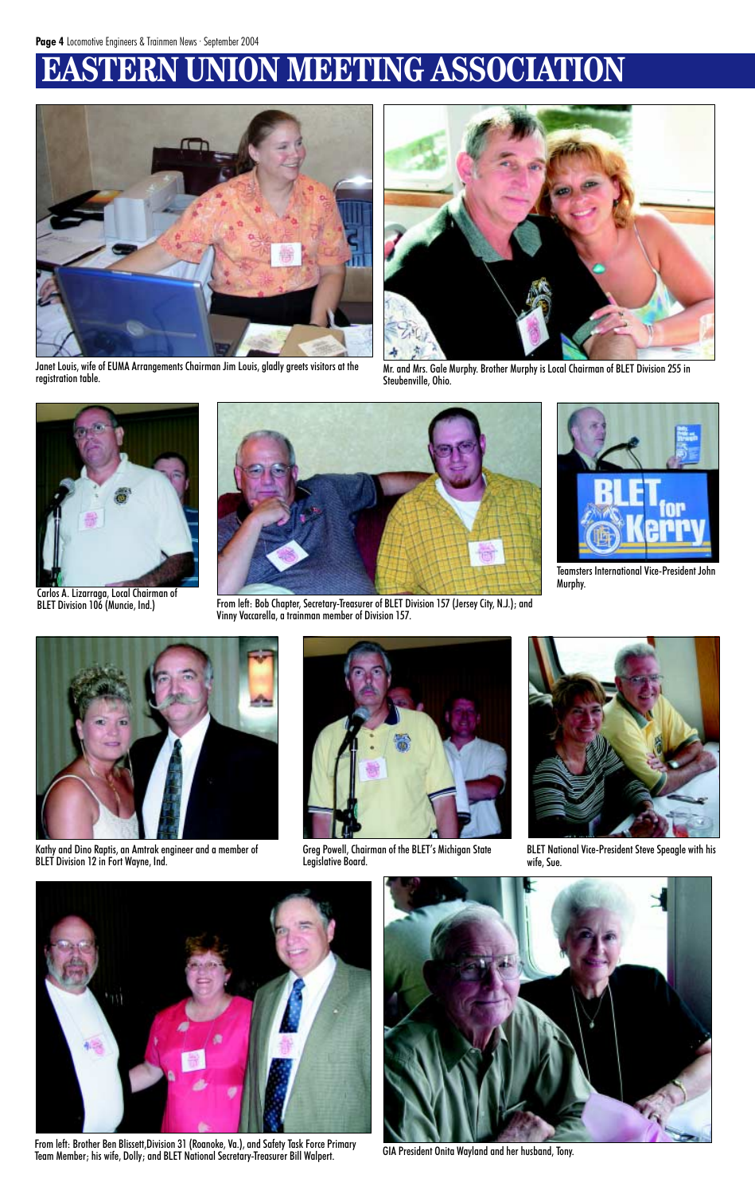# EASTERN UNION MEETING ASSOCIATION

Janet Louis, wife of EUMA Arrangements Chairman Jim Louis, gladly greets visitors at the registration table.

Mr. and Mrs. Gale Murphy. Brother Murphy is Local Chairman of BLET Division 255 in Steubenville, Ohio.

Carlos A. Lizarraga, Local Chairman of BLET Division 106 (Muncie, Ind.)

From left: Bob Chapter, Secretary-Treasurer of BLET Division 157 (Jersey City, N.J.); and Vinny Vaccarella, a trainman member of Division 157.

Teamsters International Vice-President John Murphy.

Kathy and Dino Raptis, an Amtrak engineer and a member of BLET Division 12 in Fort Wayne, Ind.

Greg Powell, Chairman of the BLET's Michigan State Legislative Board.

BLET National Vice-President Steve Speagle with his wife, Sue.

From left: Brother Ben Blissett,Division 31 (Roanoke, Va.), and Safety Task Force Primary Team Member; his wife, Dolly; and BLET National Secretary-Treasurer Bill Walpert.

GIA President Onita Wayland and her husband, Tony.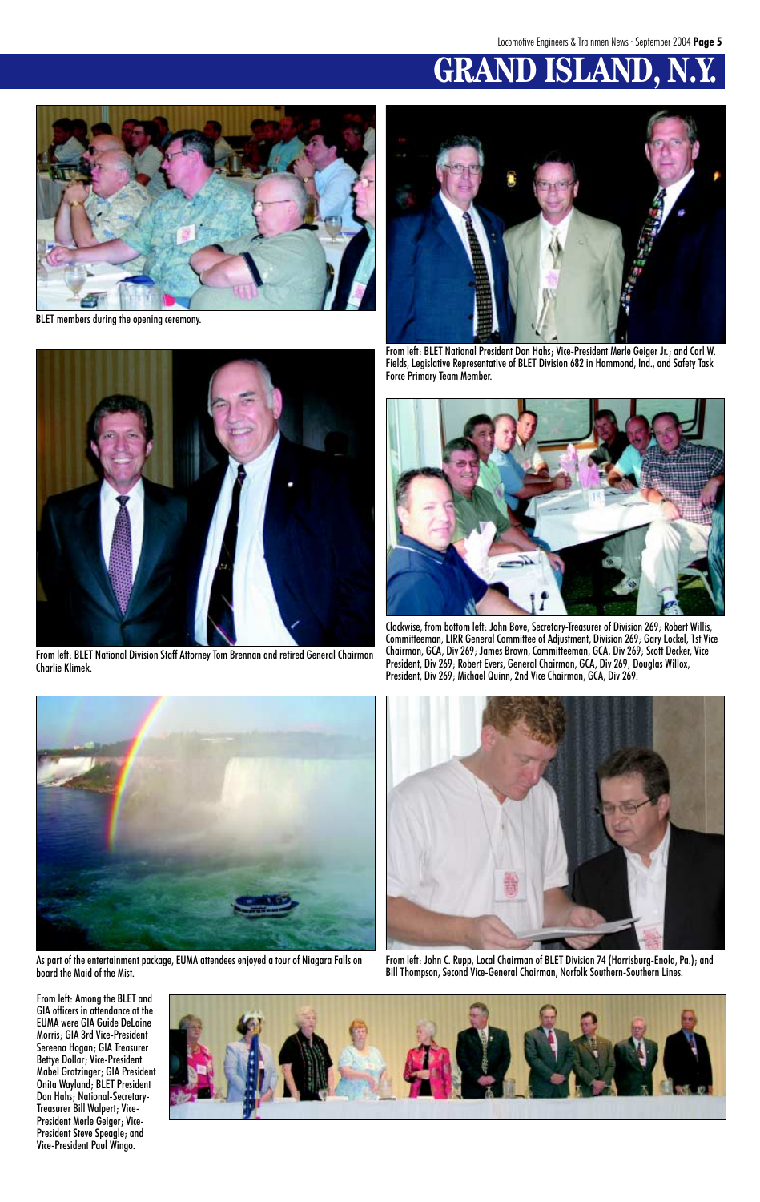# GRAND ISLAND, N.Y.

BLET members during the opening ceremony.

From left: BLET National President Don Hahs; Vice-President Merle Geiger Jr.; and Carl W. Fields, Legislative Representative of BLET Division 682 in Hammond, Ind., and Safety Task Force Primary Team Member.

From left: BLET National Division Staff Attorney Tom Brennan and retired General Chairman Charlie Klimek.

Clockwise, from bottom left: John Bove, Secretary-Treasurer of Division 269; Robert Willis, Committeeman, LIRR General Committee of Adjustment, Division 269; Gary Lockel, 1st Vice Chairman, GCA, Div 269; James Brown, Committeeman, GCA, Div 269; Scott Decker, Vice President, Div 269; Robert Evers, General Chairman, GCA, Div 269; Douglas Willox, President, Div 269; Michael Quinn, 2nd Vice Chairman, GCA, Div 269.

As part of the entertainment package, EUMA attendees enjoyed a tour of Niagara Falls on board the Maid of the Mist.

From left: John C. Rupp, Local Chairman of BLET Division 74 (Harrisburg-Enola, Pa.); and Bill Thompson, Second Vice-General Chairman, Norfolk Southern-Southern Lines.

From left: Among the BLET and GIA officers in attendance at the EUMA were GIA Guide DeLaine Morris; GIA 3rd Vice-President Sereena Hogan; GIA Treasurer Bettye Dollar; Vice-President Mabel Grotzinger; GIA President Onita Wayland; BLET President Don Hahs; National-Secretary-Treasurer Bill Walpert; Vice-President Merle Geiger; Vice-President Steve Speagle; and Vice-President Paul Wingo.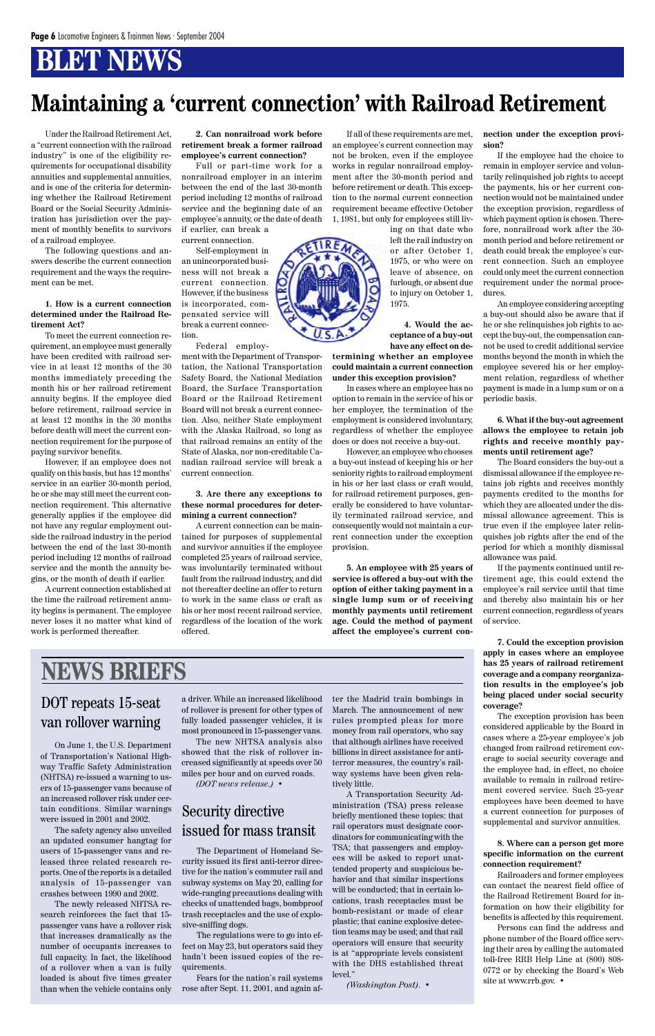# BLET NEWS

# Maintaining a 'current connection' with Railroad Retirement

Under the Railroad Retirement Act, a "current connection with the railroad industry" is one of the eligibility requirements for occupational disability annuities and supplemental annuities, and is one of the criteria for determining whether the Railroad Retirement Board or the Social Security Administration has jurisdiction over the payment of monthly benefits to survivors of a railroad employee.

The following questions and answers describe the current connection requirement and the ways the requirement can be met.

**1. How is a current connection determined under the Railroad Retirement Act?**

To meet the current connection requirement, an employee must generally have been credited with railroad service in at least 12 months of the 30 months immediately preceding the month his or her railroad retirement annuity begins. If the employee died before retirement, railroad service in at least 12 months in the 30 months before death will meet the current connection requirement for the purpose of paying survivor benefits.

However, if an employee does not qualify on this basis, but has 12 months' service in an earlier 30-month period, he or she may still meet the current connection requirement. This alternative generally applies if the employee did not have any regular employment outside the railroad industry in the period between the end of the last 30-month period including 12 months of railroad service and the month the annuity begins, or the month of death if earlier.

A current connection established at the time the railroad retirement annuity begins is permanent. The employee never loses it no matter what kind of work is performed thereafter.

**2. Can nonrailroad work before retirement break a former railroad employee's current connection?**

Full or part-time work for a nonrailroad employer in an interim between the end of the last 30-month period including 12 months of railroad service and the beginning date of an employee's annuity, or the date of death if earlier, can break a current connection.

Self-employment in an unincorporated business will not break a current connection. However, if the business is incorporated, compensated service will break a current connection.

Federal employment with the Department of Transportation, the National Transportation Safety Board, the National Mediation Board, the Surface Transportation Board or the Railroad Retirement Board will not break a current connection. Also, neither State employment with the Alaska Railroad, so long as that railroad remains an entity of the State of Alaska, nor non-creditable Canadian railroad service will break a current connection.

**3. Are there any exceptions to these normal procedures for determining a current connection?**

A current connection can be maintained for purposes of supplemental and survivor annuities if the employee completed 25 years of railroad service, was involuntarily terminated without fault from the railroad industry, and did not thereafter decline an offer to return to work in the same class or craft as his or her most recent railroad service, regardless of the location of the work offered.

If all of these requirements are met, an employee's current connection may not be broken, even if the employee works in regular nonrailroad employment after the 30-month period and before retirement or death. This exception to the normal current connection requirement became effective October 1, 1981, but only for employees still living on that date who left the rail industry on or after October 1, 1975, or who were on leave of absence, on furlough, or absent due to injury on October 1, 1975.

**4. Would the acceptance of a buy-out have any effect on determining whether an employee could maintain a current connection under this exception provision?**

In cases where an employee has no option to remain in the service of his or her employer, the termination of the employment is considered involuntary, regardless of whether the employee does or does not receive a buy-out.

However, an employee who chooses a buy-out instead of keeping his or her seniority rights to railroad employment in his or her last class or craft would, for railroad retirement purposes, generally be considered to have voluntarily terminated railroad service, and consequently would not maintain a current connection under the exception provision.

**5. An employee with 25 years of service is offered a buy-out with the option of either taking payment in a single lump sum or of receiving monthly payments until retirement age. Could the method of payment affect the employee's current connection under the exception provision?**

If the employee had the choice to remain in employer service and voluntarily relinquished job rights to accept the payments, his or her current connection would not be maintained under the exception provision, regardless of which payment option is chosen. Therefore, nonrailroad work after the 30-month period and before retirement or death could break the employee's current connection. Such an employee could only meet the current connection requirement under the normal procedures.

An employee considering accepting a buy-out should also be aware that if he or she relinquishes job rights to accept the buy-out, the compensation cannot be used to credit additional service months beyond the month in which the employee severed his or her employment relation, regardless of whether payment is made in a lump sum or on a periodic basis.

**6. What if the buy-out agreement allows the employee to retain job rights and receive monthly payments until retirement age?**

The Board considers the buy-out a dismissal allowance if the employee retains job rights and receives monthly payments credited to the months for which they are allocated under the dismissal allowance agreement. This is true even if the employee later relinquishes job rights after the end of the period for which a monthly dismissal allowance was paid.

If the payments continued until retirement age, this could extend the employee's rail service until that time and thereby also maintain his or her current connection, regardless of years of service.

**7. Could the exception provision apply in cases where an employee has 25 years of railroad retirement coverage and a company reorganization results in the employee's job being placed under social security coverage?**

The exception provision has been considered applicable by the Board in cases where a 25-year employee's job changed from railroad retirement coverage to social security coverage and the employee had, in effect, no choice available to remain in railroad retirement covered service. Such 25-year employees have been deemed to have a current connection for purposes of supplemental and survivor annuities.

**8. Where can a person get more specific information on the current connection requirement?**

Railroaders and former employees can contact the nearest field office of the Railroad Retirement Board for information on how their eligibility for benefits is affected by this requirement.

Persons can find the address and phone number of the Board office serving their area by calling the automated toll-free RRB Help Line at (800) 808-0772 or by checking the Board's Web site at www.rrb.gov. •

# NEWS BRIEFS

## DOT repeats 15-seat van rollover warning

On June 1, the U.S. Department of Transportation's National Highway Traffic Safety Administration (NHTSA) re-issued a warning to users of 15-passenger vans because of an increased rollover risk under certain conditions. Similar warnings were issued in 2001 and 2002.

The safety agency also unveiled an updated consumer hangtag for users of 15-passenger vans and released three related research reports. One of the reports is a detailed analysis of 15-passenger van crashes between 1990 and 2002.

The newly released NHTSA research reinforces the fact that 15-passenger vans have a rollover risk that increases dramatically as the number of occupants increases to full capacity. In fact, the likelihood of a rollover when a van is fully loaded is about five times greater than when the vehicle contains only a driver. While an increased likelihood of rollover is present for other types of fully loaded passenger vehicles, it is most pronounced in 15-passenger vans.

The new NHTSA analysis also showed that the risk of rollover increased significantly at speeds over 50 miles per hour and on curved roads.

*(DOT news release.)* •

## Security directive issued for mass transit

The Department of Homeland Security issued its first anti-terror directive for the nation's commuter rail and subway systems on May 20, calling for wide-ranging precautions dealing with checks of unattended bags, bombproof trash receptacles and the use of explosive-sniffing dogs.

The regulations were to go into effect on May 23, but operators said they hadn't been issued copies of the requirements.

Fears for the nation's rail systems rose after Sept. 11, 2001, and again after the Madrid train bombings in March. The announcement of new rules prompted pleas for more money from rail operators, who say that although airlines have received billions in direct assistance for anti-terror measures, the country's railway systems have been given relatively little.

A Transportation Security Administration (TSA) press release briefly mentioned these topics: that rail operators must designate coordinators for communicating with the TSA; that passengers and employees will be asked to report unattended property and suspicious behavior and that similar inspections will be conducted; that in certain locations, trash receptacles must be bomb-resistant or made of clear plastic; that canine explosive detection teams may be used; and that rail operators will ensure that security is at "appropriate levels consistent with the DHS established threat level."

*(Washington Post).* •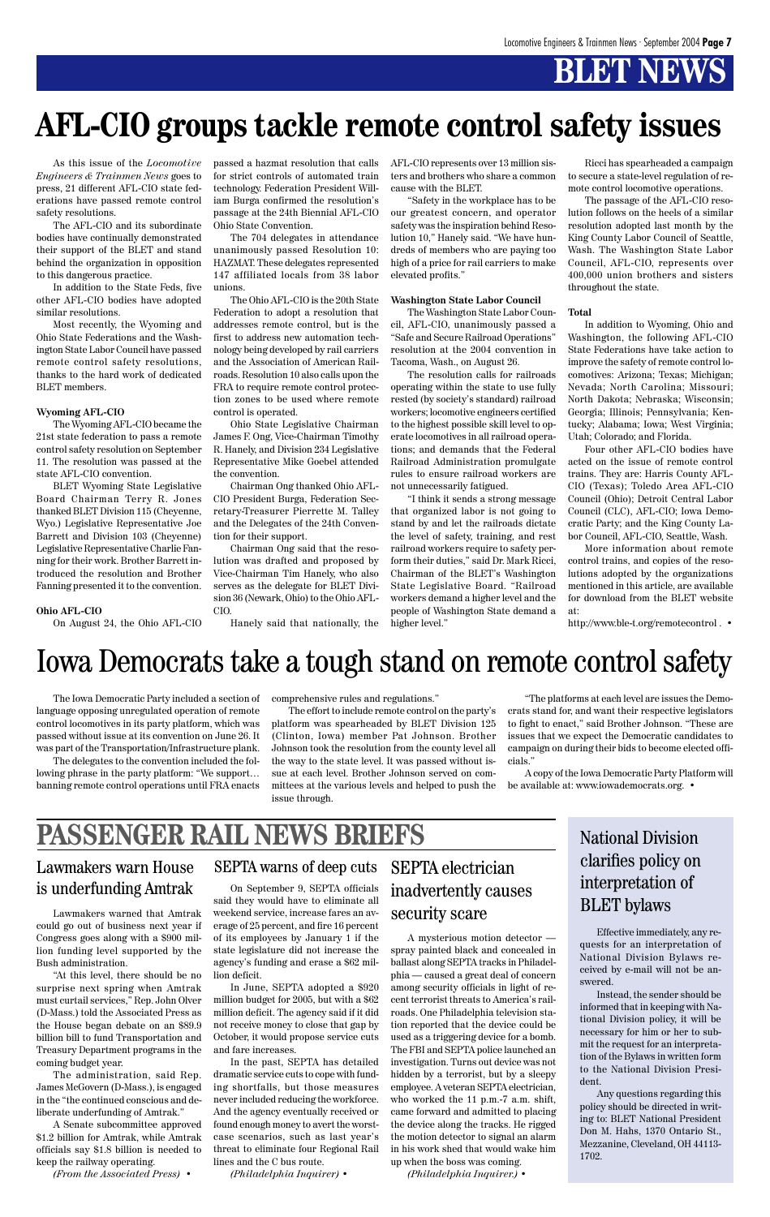# BLET NEWS

# AFL-CIO groups tackle remote control safety issues

As this issue of the *Locomotive Engineers & Trainmen News* goes to press, 21 different AFL-CIO state federations have passed remote control safety resolutions.

The AFL-CIO and its subordinate bodies have continually demonstrated their support of the BLET and stand behind the organization in opposition to this dangerous practice.

In addition to the State Feds, five other AFL-CIO bodies have adopted similar resolutions.

Most recently, the Wyoming and Ohio State Federations and the Washington State Labor Council have passed remote control safety resolutions, thanks to the hard work of dedicated BLET members.

### Wyoming AFL-CIO

The Wyoming AFL-CIO became the 21st state federation to pass a remote control safety resolution on September 11. The resolution was passed at the state AFL-CIO convention.

BLET Wyoming State Legislative Board Chairman Terry R. Jones thanked BLET Division 115 (Cheyenne, Wyo.) Legislative Representative Joe Barrett and Division 103 (Cheyenne) Legislative Representative Charlie Fanning for their work. Brother Barrett introduced the resolution and Brother Fanning presented it to the convention.

### Ohio AFL-CIO

On August 24, the Ohio AFL-CIO passed a hazmat resolution that calls for strict controls of automated train technology. Federation President William Burga confirmed the resolution's passage at the 24th Biennial AFL-CIO Ohio State Convention.

The 704 delegates in attendance unanimously passed Resolution 10: HAZMAT. These delegates represented 147 affiliated locals from 38 labor unions.

The Ohio AFL-CIO is the 20th State Federation to adopt a resolution that addresses remote control, but is the first to address new automation technology being developed by rail carriers and the Association of American Railroads. Resolution 10 also calls upon the FRA to require remote control protection zones to be used where remote control is operated.

Ohio State Legislative Chairman James F. Ong, Vice-Chairman Timothy R. Hanely, and Division 234 Legislative Representative Mike Goebel attended the convention.

Chairman Ong thanked Ohio AFL-CIO President Burga, Federation Secretary-Treasurer Pierrette M. Talley and the Delegates of the 24th Convention for their support.

Chairman Ong said that the resolution was drafted and proposed by Vice-Chairman Tim Hanely, who also serves as the delegate for BLET Division 36 (Newark, Ohio) to the Ohio AFL-CIO.

Hanely said that nationally, the AFL-CIO represents over 13 million sisters and brothers who share a common cause with the BLET.

"Safety in the workplace has to be our greatest concern, and operator safety was the inspiration behind Resolution 10," Hanely said. "We have hundreds of members who are paying too high of a price for rail carriers to make elevated profits."

### Washington State Labor Council

The Washington State Labor Council, AFL-CIO, unanimously passed a "Safe and Secure Railroad Operations" resolution at the 2004 convention in Tacoma, Wash., on August 26.

The resolution calls for railroads operating within the state to use fully rested (by society's standard) railroad workers; locomotive engineers certified to the highest possible skill level to operate locomotives in all railroad operations; and demands that the Federal Railroad Administration promulgate rules to ensure railroad workers are not unnecessarily fatigued.

"I think it sends a strong message that organized labor is not going to stand by and let the railroads dictate the level of safety, training, and rest railroad workers require to safety perform their duties," said Dr. Mark Ricci, Chairman of the BLET's Washington State Legislative Board. "Railroad workers demand a higher level and the people of Washington State demand a higher level."

Ricci has spearheaded a campaign to secure a state-level regulation of remote control locomotive operations.

The passage of the AFL-CIO resolution follows on the heels of a similar resolution adopted last month by the King County Labor Council of Seattle, Wash. The Washington State Labor Council, AFL-CIO, represents over 400,000 union brothers and sisters throughout the state.

### Total

In addition to Wyoming, Ohio and Washington, the following AFL-CIO State Federations have take action to improve the safety of remote control locomotives: Arizona; Texas; Michigan; Nevada; North Carolina; Missouri; North Dakota; Nebraska; Wisconsin; Georgia; Illinois; Pennsylvania; Kentucky; Alabama; Iowa; West Virginia; Utah; Colorado; and Florida.

Four other AFL-CIO bodies have acted on the issue of remote control trains. They are: Harris County AFL-CIO (Texas); Toledo Area AFL-CIO Council (Ohio); Detroit Central Labor Council (CLC), AFL-CIO; Iowa Democratic Party; and the King County Labor Council, AFL-CIO, Seattle, Wash.

More information about remote control trains, and copies of the resolutions adopted by the organizations mentioned in this article, are available for download from the BLET website at:

http://www.ble-t.org/remotecontrol . •

# Iowa Democrats take a tough stand on remote control safety

The Iowa Democratic Party included a section of language opposing unregulated operation of remote control locomotives in its party platform, which was passed without issue at its convention on June 26. It was part of the Transportation/Infrastructure plank.

The delegates to the convention included the following phrase in the party platform: "We support… banning remote control operations until FRA enacts comprehensive rules and regulations."

The effort to include remote control on the party's platform was spearheaded by BLET Division 125 (Clinton, Iowa) member Pat Johnson. Brother Johnson took the resolution from the county level all the way to the state level. It was passed without issue at each level. Brother Johnson served on committees at the various levels and helped to push the issue through.

"The platforms at each level are issues the Democrats stand for, and want their respective legislators to fight to enact," said Brother Johnson. "These are issues that we expect the Democratic candidates to campaign on during their bids to become elected officials."

A copy of the Iowa Democratic Party Platform will be available at: www.iowademocrats.org. •

# PASSENGER RAIL NEWS BRIEFS

## Lawmakers warn House is underfunding Amtrak

Lawmakers warned that Amtrak could go out of business next year if Congress goes along with a $900 million funding level supported by the Bush administration.

"At this level, there should be no surprise next spring when Amtrak must curtail services," Rep. John Olver (D-Mass.) told the Associated Press as the House began debate on an $89.9 billion bill to fund Transportation and Treasury Department programs in the coming budget year.

The administration, said Rep. James McGovern (D-Mass.), is engaged in the "the continued conscious and deliberate underfunding of Amtrak."

A Senate subcommittee approved $1.2 billion for Amtrak, while Amtrak officials say $1.8 billion is needed to keep the railway operating.

*(From the Associated Press)* •

## SEPTA warns of deep cuts

On September 9, SEPTA officials said they would have to eliminate all weekend service, increase fares an average of 25 percent, and fire 16 percent of its employees by January 1 if the state legislature did not increase the agency's funding and erase a $62 million deficit.

In June, SEPTA adopted a $920 million budget for 2005, but with a $62 million deficit. The agency said if it did not receive money to close that gap by October, it would propose service cuts and fare increases.

In the past, SEPTA has detailed dramatic service cuts to cope with funding shortfalls, but those measures never included reducing the workforce. And the agency eventually received or found enough money to avert the worst-case scenarios, such as last year's threat to eliminate four Regional Rail lines and the C bus route.

*(Philadelphia Inquirer)* •

## SEPTA electrician inadvertently causes security scare

A mysterious motion detector — spray painted black and concealed in ballast along SEPTA tracks in Philadelphia — caused a great deal of concern among security officials in light of recent terrorist threats to America's railroads. One Philadelphia television station reported that the device could be used as a triggering device for a bomb. The FBI and SEPTA police launched an investigation. Turns out device was not hidden by a terrorist, but by a sleepy employee. A veteran SEPTA electrician, who worked the 11 p.m.-7 a.m. shift, came forward and admitted to placing the device along the tracks. He rigged the motion detector to signal an alarm in his work shed that would wake him up when the boss was coming.

*(Philadelphia Inquirer.)* •

## National Division clarifies policy on interpretation of BLET bylaws

Effective immediately, any requests for an interpretation of National Division Bylaws received by e-mail will not be answered.

Instead, the sender should be informed that in keeping with National Division policy, it will be necessary for him or her to submit the request for an interpretation of the Bylaws in written form to the National Division President.

Any questions regarding this policy should be directed in writing to: BLET National President Don M. Hahs, 1370 Ontario St., Mezzanine, Cleveland, OH 44113-1702.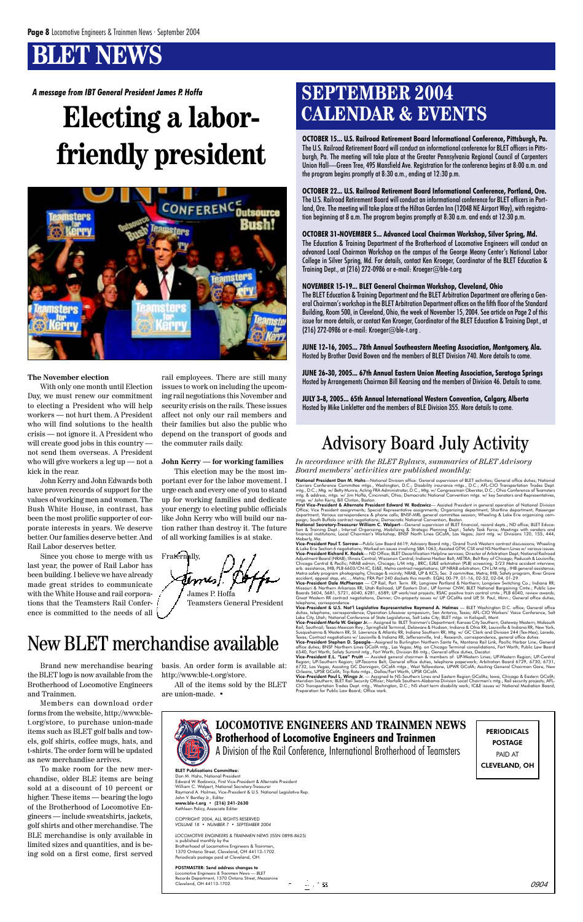# BLET NEWS

*A message from IBT General President James P. Hoffa*

# Electing a labor-friendly president

### The November election

With only one month until Election Day, we must renew our commitment to electing a President who will help workers — not hurt them. A President who will find solutions to the health crisis — not ignore it. A President who will create good jobs in this country — not send them overseas. A President who will give workers a leg up — not a kick in the rear.

John Kerry and John Edwards both have proven records of support for the values of working men and women. The Bush White House, in contrast, has been the most prolific supporter of corporate interests in years. We deserve better. Our families deserve better. And Rail Labor deserves better.

Since you chose to merge with us last year, the power of Rail Labor has been building. I believe we have already made great strides to communicate with the White House and rail corporations that the Teamsters Rail Conference is committed to the needs of all rail employees. There are still many issues to work on including the upcoming rail negotiations this November and security crisis on the rails. These issues affect not only our rail members and their families but also the public who depend on the transport of goods and the commuter rails daily.

### John Kerry — for working families

This election may be the most important ever for the labor movement. I urge each and every one of you to stand up for working families and dedicate your energy to electing public officials like John Kerry who will build our nation rather than destroy it. The future of all working families is at stake.

Fraternally,

James P. Hoffa
Teamsters General President

# New BLET merchandise available

Brand new merchandise bearing the BLET logo is now available from the Brotherhood of Locomotive Engineers and Trainmen.

Members can download order forms from the website, http://www.ble-t.org/store, to purchase union-made items such as BLET golf balls and towels, golf shirts, coffee mugs, hats, and t-shirts. The order form will be updated as new merchandise arrives.

To make room for the new merchandise, older BLE items are being sold at a discount of 10 percent or higher. These items — bearing the logo of the Brotherhood of Locomotive Engineers — include sweatshirts, jackets, golf shirts and other merchandise. The BLE merchandise is only available in limited sizes and quantities, and is being sold on a first come, first served basis. An order form is available at: http://www.ble-t.org/store.

All of the items sold by the BLET are union-made. •

# SEPTEMBER 2004 CALENDAR & EVENTS

**OCTOBER 15... U.S. Railroad Retirement Board Informational Conference, Pittsburgh, Pa.** The U.S. Railroad Retirement Board will conduct an informational conference for BLET officers in Pittsburgh, Pa. The meeting will take place at the Greater Pennsylvania Regional Council of Carpenters Union Hall—Green Tree, 495 Mansfield Ave. Registration for the conference begins at 8:00 a.m. and the program begins promptly at 8:30 a.m., ending at 12:30 p.m.

**OCTOBER 22... U.S. Railroad Retirement Board Informational Conference, Portland, Ore.** The U.S. Railroad Retirement Board will conduct an informational conference for BLET officers in Portland, Ore. The meeting will take place at the Hilton Garden Inn (12048 NE Airport Way), with registration beginning at 8 a.m. The program begins promptly at 8:30 a.m. and ends at 12:30 p.m.

**OCTOBER 31-NOVEMBER 5... Advanced Local Chairman Workshop, Silver Spring, Md.** The Education & Training Department of the Brotherhood of Locomotive Engineers will conduct an advanced Local Chairman Workshop on the campus of the George Meany Center's National Labor College in Silver Spring, Md. For details, contact Ken Kroeger, Coordinator of the BLET Education & Training Dept., at (216) 272-0986 or e-mail: Kroeger@ble-t.org

**NOVEMBER 15-19... BLET General Chairman Workshop, Cleveland, Ohio** The BLET Education & Training Department and the BLET Arbitration Department are offering a General Chairman's workshop in the BLET Arbitration Department offices on the fifth floor of the Standard Building, Room 500, in Cleveland, Ohio, the week of November 15, 2004. See article on Page 2 of this issue for more details, or contact Ken Kroeger, Coordinator of the BLET Education & Training Dept., at (216) 272-0986 or e-mail: Kroeger@ble-t.org .

**JUNE 12-16, 2005... 78th Annual Southeastern Meeting Association, Montgomery, Ala.** Hosted by Brother David Bowen and the members of BLET Division 740. More details to come.

**JUNE 26-30, 2005... 67th Annual Eastern Union Meeting Association, Saratoga Springs** Hosted by Arrangements Chairman Bill Kearsing and the members of Division 46. Details to come.

**JULY 3-8, 2005... 65th Annual International Western Convention, Calgary, Alberta** Hosted by Mike Linkletter and the members of BLE Division 355. More details to come.

# Advisory Board July Activity

*In accordance with the BLET Bylaws, summaries of BLET Advisory Board members' activities are published monthly:*

**National President Don M. Hahs**—National Division office: General supervision of BLET activities; General office duties; National Carriers Conference Committee mtgs., Washington, D.C.; Disability insurance mtgs., D.C.; AFL-CIO Transportation Trades Dept. mtg., D.C.; Mtg. w/ Betty Munro, Acting FRA Administrator, D.C.; Mtg. w/ Congressman Oberstar, D.C.; Ohio Conference of Teamsters mtg. & address, mtgs. w/ Jim Hoffa, Cincinnati, Ohio; Democratic National Convention mtgs. w/ key Senators and Representatives, mtgs. w/ John Kerry, Bill Clinton, Boston.

**First Vice-President & Alternate President Edward W. Rodzwicz**— Assisted President in general operation of National Division Office; Vice President assignments; Special Representative assignments; Organizing department; Shortline department, Passenger department; Various correspondence & phone calls; BNSF-MRL general committee session; Wheeling & Lake Erie organizing campaign; South Buffalo contract negotiations; Democratic National Convention, Boston.

**National Secretary-Treasurer William C. Walpert**—General supervision of BLET financial, record depts.; ND office; BLET Education & Training Dept.; Internal Organizing, Mobilizing & Strategic Planning Dept.; Safety Task Force; Meetings with vendors and financial institutions; Local Chairman's Workshop, BNSF North Lines GCofA, Las Vegas; Joint mtg. w/ Divisions 120, 155, 444, Moberly, Mo.

**Vice-President Paul T. Sorrow**—Public Law Board 6619; Advisory Board mtg.; Grand Trunk Western contract discussions; Wheeling & Lake Erie Section 6 negotiations; Worked on issues involving SBA 1063; Assisted GTW, CSX and NS Northern Lines w/ various issues.

**Vice-President Richard K. Radek**— ND Office; BLET Decertification Helpline services; Director of Arbitration Dept; National Railroad Adjustment Board (NRAB); Illinois Central; Wisconsin Central; Indiana Harbor Belt; METRA; Belt Rwy. of Chicago; Paducah & Louisville; Chicago Central & Pacific; NRAB admin, Chicago; L/M mtg.; BRC; EJ&E arbitration (PLB) screening; 2/23 Metra accident interview, arb. assistance, IHB; PLB 6603/CN-IC, EJ&E, Metra contract negotiations; UP NRAB arbitration; CN L/M mtg.; IHB general assistance; Metra safety program photography, Chicago & vicinity; NRAB, UP & KCS; Sec. 3 committee, Metra, IHB; Safety program, River Grove accident, appeal stop, etc. , Metra; FRA Part 240 dockets this month: EQAL 00-79, 01-16, 02-52, 02-04, 01-29.

**Vice-President Dale McPherson** — CP Rail; Port. Term. RR; Longview Portland & Northern; Longview Switching Co.; Indiana RR; Missouri & Northern Arkansas RR; Utah Railroad; UP Eastern Dist.; UP former CNW; BLET National Bargaining Cmte.; Public Law Boards 5604, 5681, 5721, 6040, 6281, 6589; UP work/rest projects; RSAC positive train control cmte.; PLB 6040, review awards; Great Western RR contract negotiations, Denver; On-property issues w/ UP GCofAs and UP, St. Paul, Minn.; General office duties, telephone, correspondence.

**Vice-President & U.S. Nat'l Legislative Representative Raymond A. Holmes** — BLET Washington D.C. office; General office duties, telephone, correspondence; Operation Lifesaver symposium, San Antonio, Texas; AFL-CIO Workers' Voice Conference, Salt Lake City, Utah; National Conference of State Legislatures, Salt Lake City; BLET mtgs. in Kalispell, Mont.

**Vice-President Merle W. Geiger Jr.**— Assigned to: BLET Trainmen's Department; Kansas City Southern; Gateway Western; Midsouth Rail; Southrail; Texas-Mexican Rwy.; Springfield Terminal, Delaware & Hudson; Indiana & Ohio RR; Louisville & Indiana RR; New York, Susquehanna & Western RR; St. Lawrence & Atlantic RR; Indiana Southern RR; Mtg. w/ GC Clark and Division 244 (Tex-Mex), Laredo, Texas; Contract negotiations w/ Louisville & Indiana RR, Jeffersonville, Ind.; Research, correspondence, general office duties.

**Vice-President Stephen D. Speagle**—Assigned to Burlington Northern Santa Fe, Montana Rail Link, Pacific Harbor Line; General office duties, BNSF Northern Lines GCofA mtg., Las Vegas; Mtg. on Chicago Terminal consolidations, Fort Worth; Public Law Board 6540, Fort Worth; Safety Summit mtg., Fort Worth; Division 86 mtg.; General office duties, Decatur.

**Vice-President E.L. "Lee" Pruitt** — Assisted general chairmen & members of: UP-Western Lines; UP-Western Region; UP-Central Region; UP-Southern Region; UP-Tacoma Belt; General office duties, telephone paperwork; Arbitration Board 6729, 6730, 6731, 6732, Las Vegas; Assisting GC Donnigan, GCofA mtgs., West Yellowstone, UPWR GCofA; Assiting General Chairman Gore, New Orleans, UPSR GCofA, Trip Rate mtgs., Dallas/Fort Worth, UPSR GCofA.

**Vice-President Paul L. Wingo Jr.** — Assigned to NS-Southern Lines and Eastern Region GCofAs; Iowa, Chicago & Eastern GCofA; Meridian Southern; BLET Rail Security Officer; Norfolk Southern-Alabama Division Local Chairmen's mtg.; Rail security projects; AFL-CIO Transportation Trades Dept. mtg., Washington, D.C.; NS short term disability work; IC&E issues w/ National Mediation Board; Preparation for Public Law Board; Office work.

**LOCOMOTIVE ENGINEERS AND TRAINMEN NEWS**
**Brotherhood of Locomotive Engineers and Trainmen**
A Division of the Rail Conference, International Brotherhood of Teamsters

**BLET Publications Committee:**
Don M. Hahs, National President
Edward W. Rodzwicz, First Vice-President & Alternate President
William C. Walpert, National Secretary-Treasurer
Raymond A. Holmes, Vice-President & U.S. National Legislative Rep.
John V. Bentley Jr., Editor
**www.ble-t.org • (216) 241-2630**
Kathleen Policy, Associate Editor

COPYRIGHT 2004, ALL RIGHTS RESERVED
*VOLUME 18 • NUMBER 7 • SEPTEMBER 2004*

*LOCOMOTIVE ENGINEERS & TRAINMEN NEWS* (ISSN 0898-8625) is published monthly by the Brotherhood of Locomotive Engineers & Trainmen, 1370 Ontario Street, Cleveland, OH 44113-1702. Periodicals postage paid at Cleveland, OH.

**POSTMASTER: Send address changes to** *Locomotive Engineers & Trainmen News — BLET* Records Department, 1370 Ontario Street, Mezzanine Cleveland, OH 44113-1702.

**PERIODICALS POSTAGE PAID AT CLEVELAND, OH**

0904